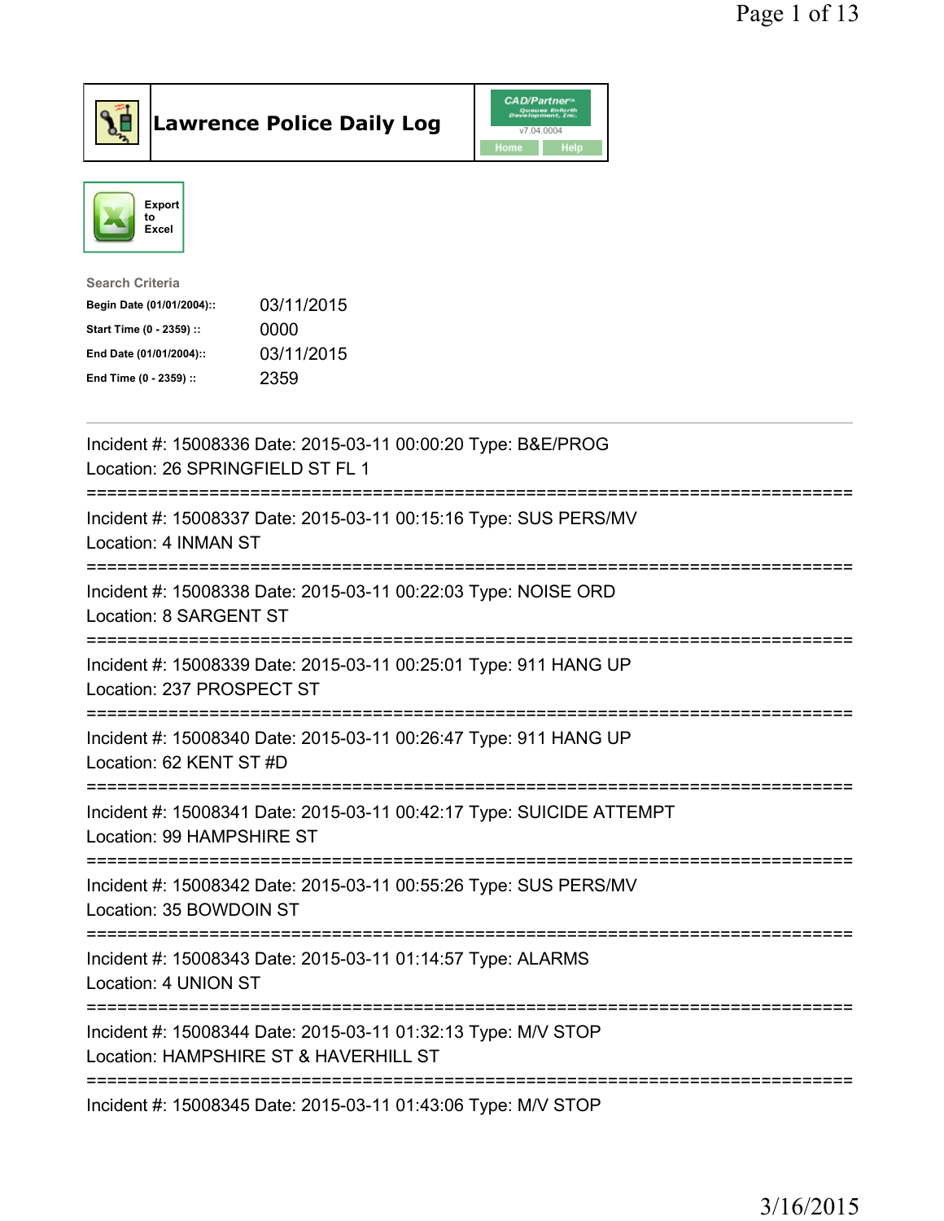# Lawrence Police Daily Log

CAD/Partner v7.04.0004

Home Help

Export to Excel

Search Criteria

| | |
|---|---|
| **Begin Date (01/01/2004)::** | 03/11/2015 |
| **Start Time (0 - 2359) ::** | 0000 |
| **End Date (01/01/2004)::** | 03/11/2015 |
| **End Time (0 - 2359) ::** | 2359 |

---

Incident #: 15008336 Date: 2015-03-11 00:00:20 Type: B&E/PROG
Location: 26 SPRINGFIELD ST FL 1

===========================================================================

Incident #: 15008337 Date: 2015-03-11 00:15:16 Type: SUS PERS/MV
Location: 4 INMAN ST

===========================================================================

Incident #: 15008338 Date: 2015-03-11 00:22:03 Type: NOISE ORD
Location: 8 SARGENT ST

===========================================================================

Incident #: 15008339 Date: 2015-03-11 00:25:01 Type: 911 HANG UP
Location: 237 PROSPECT ST

===========================================================================

Incident #: 15008340 Date: 2015-03-11 00:26:47 Type: 911 HANG UP
Location: 62 KENT ST #D

===========================================================================

Incident #: 15008341 Date: 2015-03-11 00:42:17 Type: SUICIDE ATTEMPT
Location: 99 HAMPSHIRE ST

===========================================================================

Incident #: 15008342 Date: 2015-03-11 00:55:26 Type: SUS PERS/MV
Location: 35 BOWDOIN ST

===========================================================================

Incident #: 15008343 Date: 2015-03-11 01:14:57 Type: ALARMS
Location: 4 UNION ST

===========================================================================

Incident #: 15008344 Date: 2015-03-11 01:32:13 Type: M/V STOP
Location: HAMPSHIRE ST & HAVERHILL ST

===========================================================================

Incident #: 15008345 Date: 2015-03-11 01:43:06 Type: M/V STOP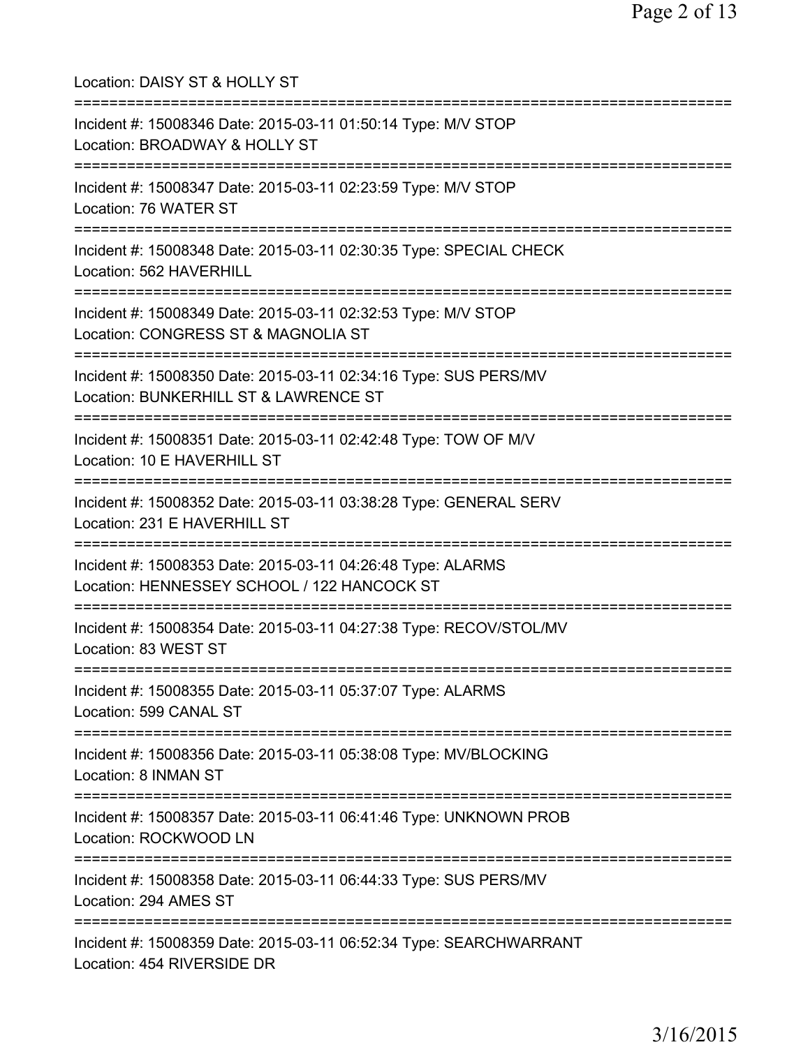Location: DAISY ST & HOLLY ST

===========================================================================

Incident #: 15008346 Date: 2015-03-11 01:50:14 Type: M/V STOP
Location: BROADWAY & HOLLY ST

===========================================================================

Incident #: 15008347 Date: 2015-03-11 02:23:59 Type: M/V STOP
Location: 76 WATER ST

===========================================================================

Incident #: 15008348 Date: 2015-03-11 02:30:35 Type: SPECIAL CHECK
Location: 562 HAVERHILL

===========================================================================

Incident #: 15008349 Date: 2015-03-11 02:32:53 Type: M/V STOP
Location: CONGRESS ST & MAGNOLIA ST

===========================================================================

Incident #: 15008350 Date: 2015-03-11 02:34:16 Type: SUS PERS/MV
Location: BUNKERHILL ST & LAWRENCE ST

===========================================================================

Incident #: 15008351 Date: 2015-03-11 02:42:48 Type: TOW OF M/V
Location: 10 E HAVERHILL ST

===========================================================================

Incident #: 15008352 Date: 2015-03-11 03:38:28 Type: GENERAL SERV
Location: 231 E HAVERHILL ST

===========================================================================

Incident #: 15008353 Date: 2015-03-11 04:26:48 Type: ALARMS
Location: HENNESSEY SCHOOL / 122 HANCOCK ST

===========================================================================

Incident #: 15008354 Date: 2015-03-11 04:27:38 Type: RECOV/STOL/MV
Location: 83 WEST ST

===========================================================================

Incident #: 15008355 Date: 2015-03-11 05:37:07 Type: ALARMS
Location: 599 CANAL ST

===========================================================================

Incident #: 15008356 Date: 2015-03-11 05:38:08 Type: MV/BLOCKING
Location: 8 INMAN ST

===========================================================================

Incident #: 15008357 Date: 2015-03-11 06:41:46 Type: UNKNOWN PROB
Location: ROCKWOOD LN

===========================================================================

Incident #: 15008358 Date: 2015-03-11 06:44:33 Type: SUS PERS/MV
Location: 294 AMES ST

===========================================================================

Incident #: 15008359 Date: 2015-03-11 06:52:34 Type: SEARCHWARRANT
Location: 454 RIVERSIDE DR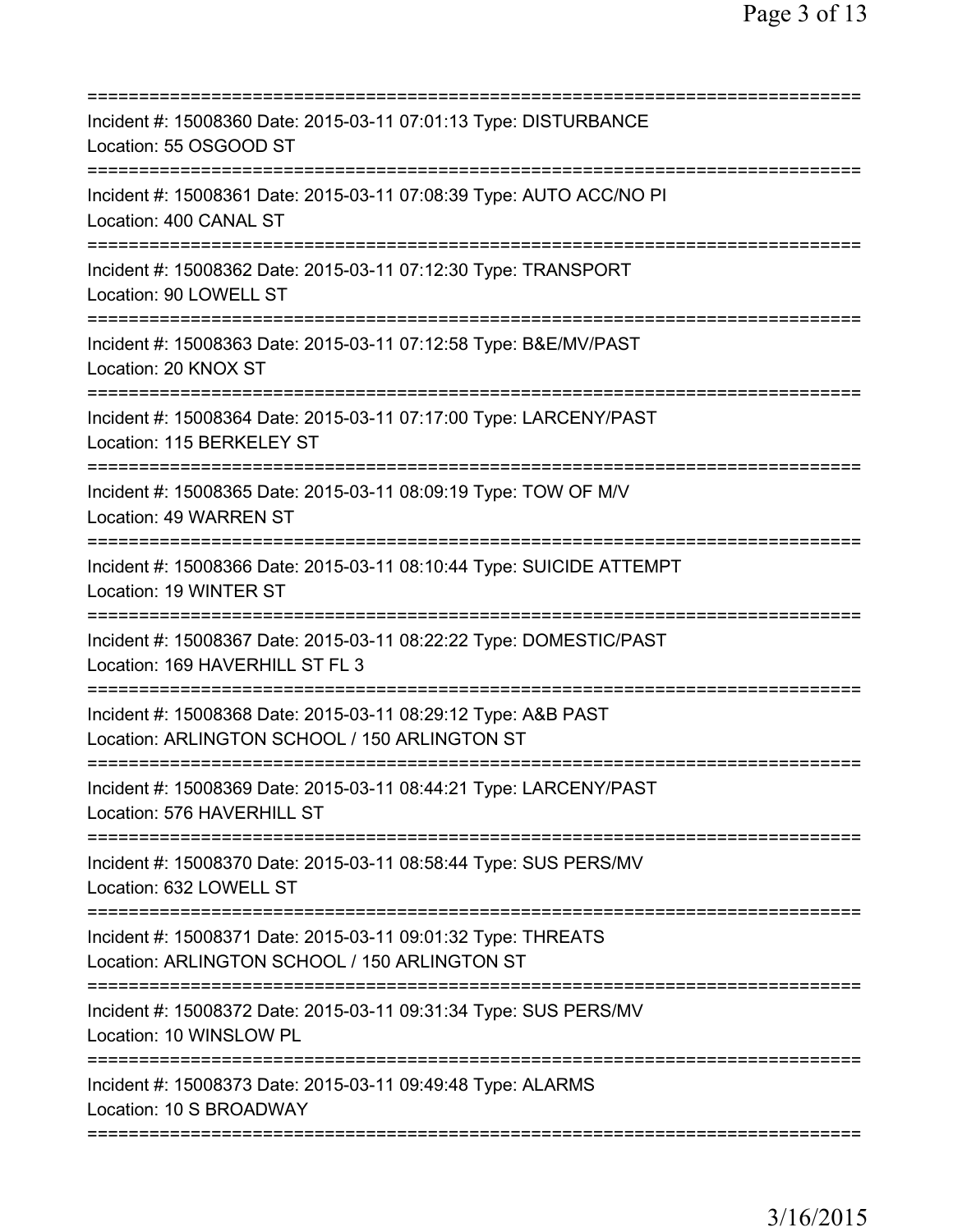===========================================================================
Incident #: 15008360 Date: 2015-03-11 07:01:13 Type: DISTURBANCE
Location: 55 OSGOOD ST
===========================================================================
Incident #: 15008361 Date: 2015-03-11 07:08:39 Type: AUTO ACC/NO PI
Location: 400 CANAL ST
===========================================================================
Incident #: 15008362 Date: 2015-03-11 07:12:30 Type: TRANSPORT
Location: 90 LOWELL ST
===========================================================================
Incident #: 15008363 Date: 2015-03-11 07:12:58 Type: B&E/MV/PAST
Location: 20 KNOX ST
===========================================================================
Incident #: 15008364 Date: 2015-03-11 07:17:00 Type: LARCENY/PAST
Location: 115 BERKELEY ST
===========================================================================
Incident #: 15008365 Date: 2015-03-11 08:09:19 Type: TOW OF M/V
Location: 49 WARREN ST
===========================================================================
Incident #: 15008366 Date: 2015-03-11 08:10:44 Type: SUICIDE ATTEMPT
Location: 19 WINTER ST
===========================================================================
Incident #: 15008367 Date: 2015-03-11 08:22:22 Type: DOMESTIC/PAST
Location: 169 HAVERHILL ST FL 3
===========================================================================
Incident #: 15008368 Date: 2015-03-11 08:29:12 Type: A&B PAST
Location: ARLINGTON SCHOOL / 150 ARLINGTON ST
===========================================================================
Incident #: 15008369 Date: 2015-03-11 08:44:21 Type: LARCENY/PAST
Location: 576 HAVERHILL ST
===========================================================================
Incident #: 15008370 Date: 2015-03-11 08:58:44 Type: SUS PERS/MV
Location: 632 LOWELL ST
===========================================================================
Incident #: 15008371 Date: 2015-03-11 09:01:32 Type: THREATS
Location: ARLINGTON SCHOOL / 150 ARLINGTON ST
===========================================================================
Incident #: 15008372 Date: 2015-03-11 09:31:34 Type: SUS PERS/MV
Location: 10 WINSLOW PL
===========================================================================
Incident #: 15008373 Date: 2015-03-11 09:49:48 Type: ALARMS
Location: 10 S BROADWAY
===========================================================================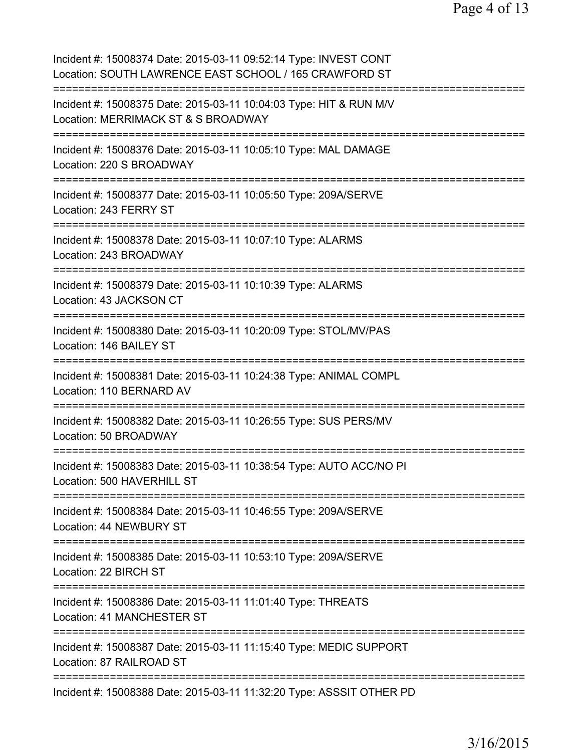Incident #: 15008374 Date: 2015-03-11 09:52:14 Type: INVEST CONT
Location: SOUTH LAWRENCE EAST SCHOOL / 165 CRAWFORD ST

===========================================================================

Incident #: 15008375 Date: 2015-03-11 10:04:03 Type: HIT & RUN M/V
Location: MERRIMACK ST & S BROADWAY

===========================================================================

Incident #: 15008376 Date: 2015-03-11 10:05:10 Type: MAL DAMAGE
Location: 220 S BROADWAY

===========================================================================

Incident #: 15008377 Date: 2015-03-11 10:05:50 Type: 209A/SERVE
Location: 243 FERRY ST

===========================================================================

Incident #: 15008378 Date: 2015-03-11 10:07:10 Type: ALARMS
Location: 243 BROADWAY

===========================================================================

Incident #: 15008379 Date: 2015-03-11 10:10:39 Type: ALARMS
Location: 43 JACKSON CT

===========================================================================

Incident #: 15008380 Date: 2015-03-11 10:20:09 Type: STOL/MV/PAS
Location: 146 BAILEY ST

===========================================================================

Incident #: 15008381 Date: 2015-03-11 10:24:38 Type: ANIMAL COMPL
Location: 110 BERNARD AV

===========================================================================

Incident #: 15008382 Date: 2015-03-11 10:26:55 Type: SUS PERS/MV
Location: 50 BROADWAY

===========================================================================

Incident #: 15008383 Date: 2015-03-11 10:38:54 Type: AUTO ACC/NO PI
Location: 500 HAVERHILL ST

===========================================================================

Incident #: 15008384 Date: 2015-03-11 10:46:55 Type: 209A/SERVE
Location: 44 NEWBURY ST

===========================================================================

Incident #: 15008385 Date: 2015-03-11 10:53:10 Type: 209A/SERVE
Location: 22 BIRCH ST

===========================================================================

Incident #: 15008386 Date: 2015-03-11 11:01:40 Type: THREATS
Location: 41 MANCHESTER ST

===========================================================================

Incident #: 15008387 Date: 2015-03-11 11:15:40 Type: MEDIC SUPPORT
Location: 87 RAILROAD ST

===========================================================================

Incident #: 15008388 Date: 2015-03-11 11:32:20 Type: ASSSIT OTHER PD

3/16/2015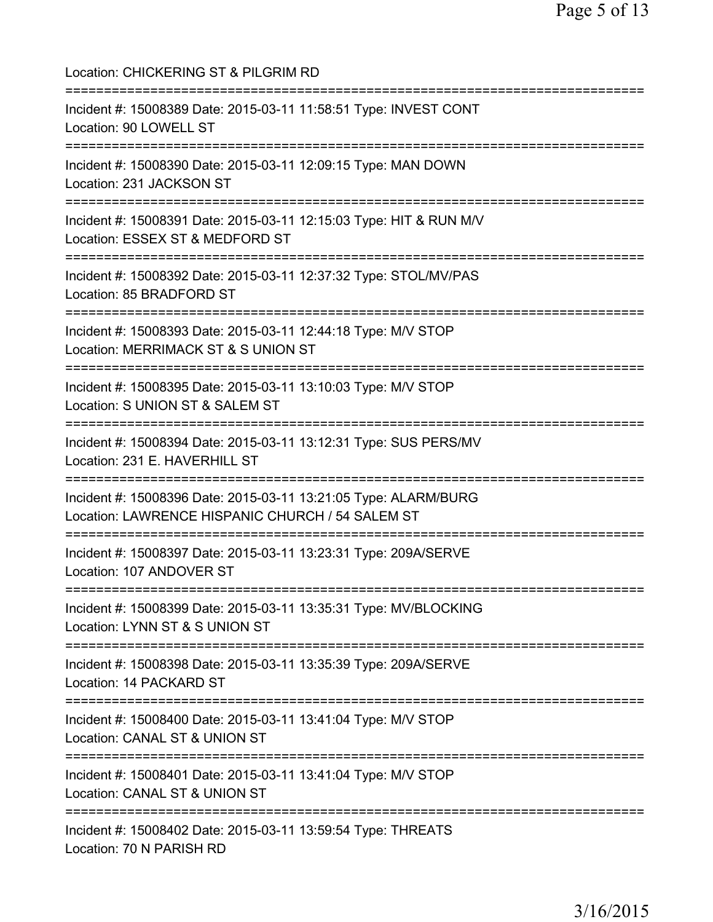Location: CHICKERING ST & PILGRIM RD

===========================================================================

Incident #: 15008389 Date: 2015-03-11 11:58:51 Type: INVEST CONT
Location: 90 LOWELL ST

===========================================================================

Incident #: 15008390 Date: 2015-03-11 12:09:15 Type: MAN DOWN
Location: 231 JACKSON ST

===========================================================================

Incident #: 15008391 Date: 2015-03-11 12:15:03 Type: HIT & RUN M/V
Location: ESSEX ST & MEDFORD ST

===========================================================================

Incident #: 15008392 Date: 2015-03-11 12:37:32 Type: STOL/MV/PAS
Location: 85 BRADFORD ST

===========================================================================

Incident #: 15008393 Date: 2015-03-11 12:44:18 Type: M/V STOP
Location: MERRIMACK ST & S UNION ST

===========================================================================

Incident #: 15008395 Date: 2015-03-11 13:10:03 Type: M/V STOP
Location: S UNION ST & SALEM ST

===========================================================================

Incident #: 15008394 Date: 2015-03-11 13:12:31 Type: SUS PERS/MV
Location: 231 E. HAVERHILL ST

===========================================================================

Incident #: 15008396 Date: 2015-03-11 13:21:05 Type: ALARM/BURG
Location: LAWRENCE HISPANIC CHURCH / 54 SALEM ST

===========================================================================

Incident #: 15008397 Date: 2015-03-11 13:23:31 Type: 209A/SERVE
Location: 107 ANDOVER ST

===========================================================================

Incident #: 15008399 Date: 2015-03-11 13:35:31 Type: MV/BLOCKING
Location: LYNN ST & S UNION ST

===========================================================================

Incident #: 15008398 Date: 2015-03-11 13:35:39 Type: 209A/SERVE
Location: 14 PACKARD ST

===========================================================================

Incident #: 15008400 Date: 2015-03-11 13:41:04 Type: M/V STOP
Location: CANAL ST & UNION ST

===========================================================================

Incident #: 15008401 Date: 2015-03-11 13:41:04 Type: M/V STOP
Location: CANAL ST & UNION ST

===========================================================================

Incident #: 15008402 Date: 2015-03-11 13:59:54 Type: THREATS
Location: 70 N PARISH RD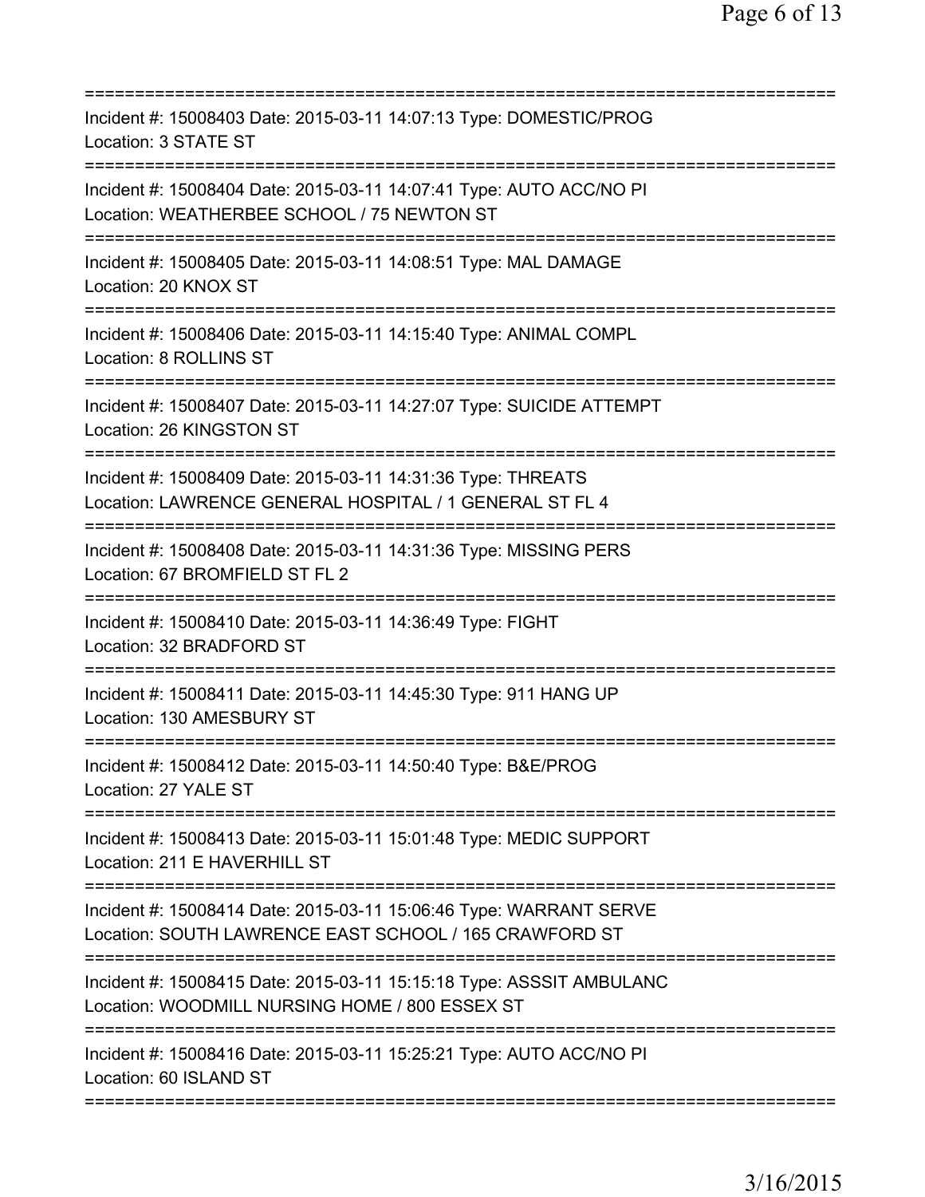===========================================================================
Incident #: 15008403 Date: 2015-03-11 14:07:13 Type: DOMESTIC/PROG
Location: 3 STATE ST
===========================================================================
Incident #: 15008404 Date: 2015-03-11 14:07:41 Type: AUTO ACC/NO PI
Location: WEATHERBEE SCHOOL / 75 NEWTON ST
===========================================================================
Incident #: 15008405 Date: 2015-03-11 14:08:51 Type: MAL DAMAGE
Location: 20 KNOX ST
===========================================================================
Incident #: 15008406 Date: 2015-03-11 14:15:40 Type: ANIMAL COMPL
Location: 8 ROLLINS ST
===========================================================================
Incident #: 15008407 Date: 2015-03-11 14:27:07 Type: SUICIDE ATTEMPT
Location: 26 KINGSTON ST
===========================================================================
Incident #: 15008409 Date: 2015-03-11 14:31:36 Type: THREATS
Location: LAWRENCE GENERAL HOSPITAL / 1 GENERAL ST FL 4
===========================================================================
Incident #: 15008408 Date: 2015-03-11 14:31:36 Type: MISSING PERS
Location: 67 BROMFIELD ST FL 2
===========================================================================
Incident #: 15008410 Date: 2015-03-11 14:36:49 Type: FIGHT
Location: 32 BRADFORD ST
===========================================================================
Incident #: 15008411 Date: 2015-03-11 14:45:30 Type: 911 HANG UP
Location: 130 AMESBURY ST
===========================================================================
Incident #: 15008412 Date: 2015-03-11 14:50:40 Type: B&E/PROG
Location: 27 YALE ST
===========================================================================
Incident #: 15008413 Date: 2015-03-11 15:01:48 Type: MEDIC SUPPORT
Location: 211 E HAVERHILL ST
===========================================================================
Incident #: 15008414 Date: 2015-03-11 15:06:46 Type: WARRANT SERVE
Location: SOUTH LAWRENCE EAST SCHOOL / 165 CRAWFORD ST
===========================================================================
Incident #: 15008415 Date: 2015-03-11 15:15:18 Type: ASSSIT AMBULANC
Location: WOODMILL NURSING HOME / 800 ESSEX ST
===========================================================================
Incident #: 15008416 Date: 2015-03-11 15:25:21 Type: AUTO ACC/NO PI
Location: 60 ISLAND ST
===========================================================================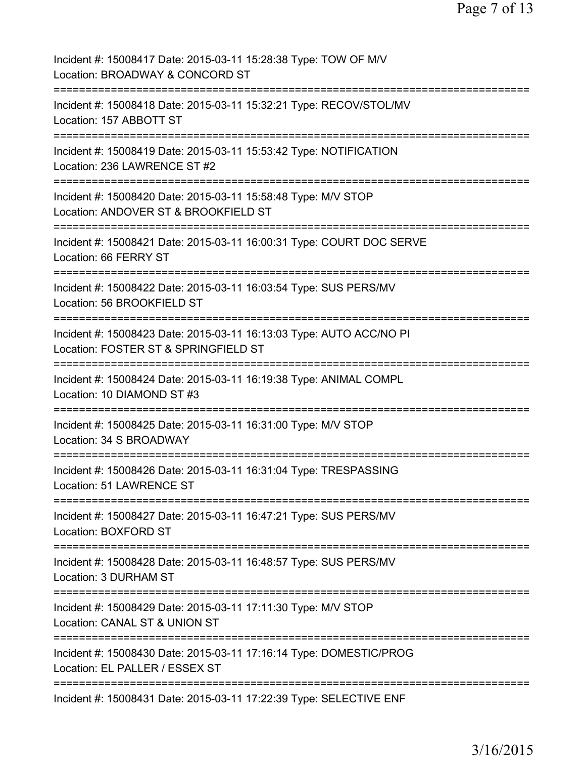Incident #: 15008417 Date: 2015-03-11 15:28:38 Type: TOW OF M/V
Location: BROADWAY & CONCORD ST
===========================================================================
Incident #: 15008418 Date: 2015-03-11 15:32:21 Type: RECOV/STOL/MV
Location: 157 ABBOTT ST
===========================================================================
Incident #: 15008419 Date: 2015-03-11 15:53:42 Type: NOTIFICATION
Location: 236 LAWRENCE ST #2
===========================================================================
Incident #: 15008420 Date: 2015-03-11 15:58:48 Type: M/V STOP
Location: ANDOVER ST & BROOKFIELD ST
===========================================================================
Incident #: 15008421 Date: 2015-03-11 16:00:31 Type: COURT DOC SERVE
Location: 66 FERRY ST
===========================================================================
Incident #: 15008422 Date: 2015-03-11 16:03:54 Type: SUS PERS/MV
Location: 56 BROOKFIELD ST
===========================================================================
Incident #: 15008423 Date: 2015-03-11 16:13:03 Type: AUTO ACC/NO PI
Location: FOSTER ST & SPRINGFIELD ST
===========================================================================
Incident #: 15008424 Date: 2015-03-11 16:19:38 Type: ANIMAL COMPL
Location: 10 DIAMOND ST #3
===========================================================================
Incident #: 15008425 Date: 2015-03-11 16:31:00 Type: M/V STOP
Location: 34 S BROADWAY
===========================================================================
Incident #: 15008426 Date: 2015-03-11 16:31:04 Type: TRESPASSING
Location: 51 LAWRENCE ST
===========================================================================
Incident #: 15008427 Date: 2015-03-11 16:47:21 Type: SUS PERS/MV
Location: BOXFORD ST
===========================================================================
Incident #: 15008428 Date: 2015-03-11 16:48:57 Type: SUS PERS/MV
Location: 3 DURHAM ST
===========================================================================
Incident #: 15008429 Date: 2015-03-11 17:11:30 Type: M/V STOP
Location: CANAL ST & UNION ST
===========================================================================
Incident #: 15008430 Date: 2015-03-11 17:16:14 Type: DOMESTIC/PROG
Location: EL PALLER / ESSEX ST
===========================================================================
Incident #: 15008431 Date: 2015-03-11 17:22:39 Type: SELECTIVE ENF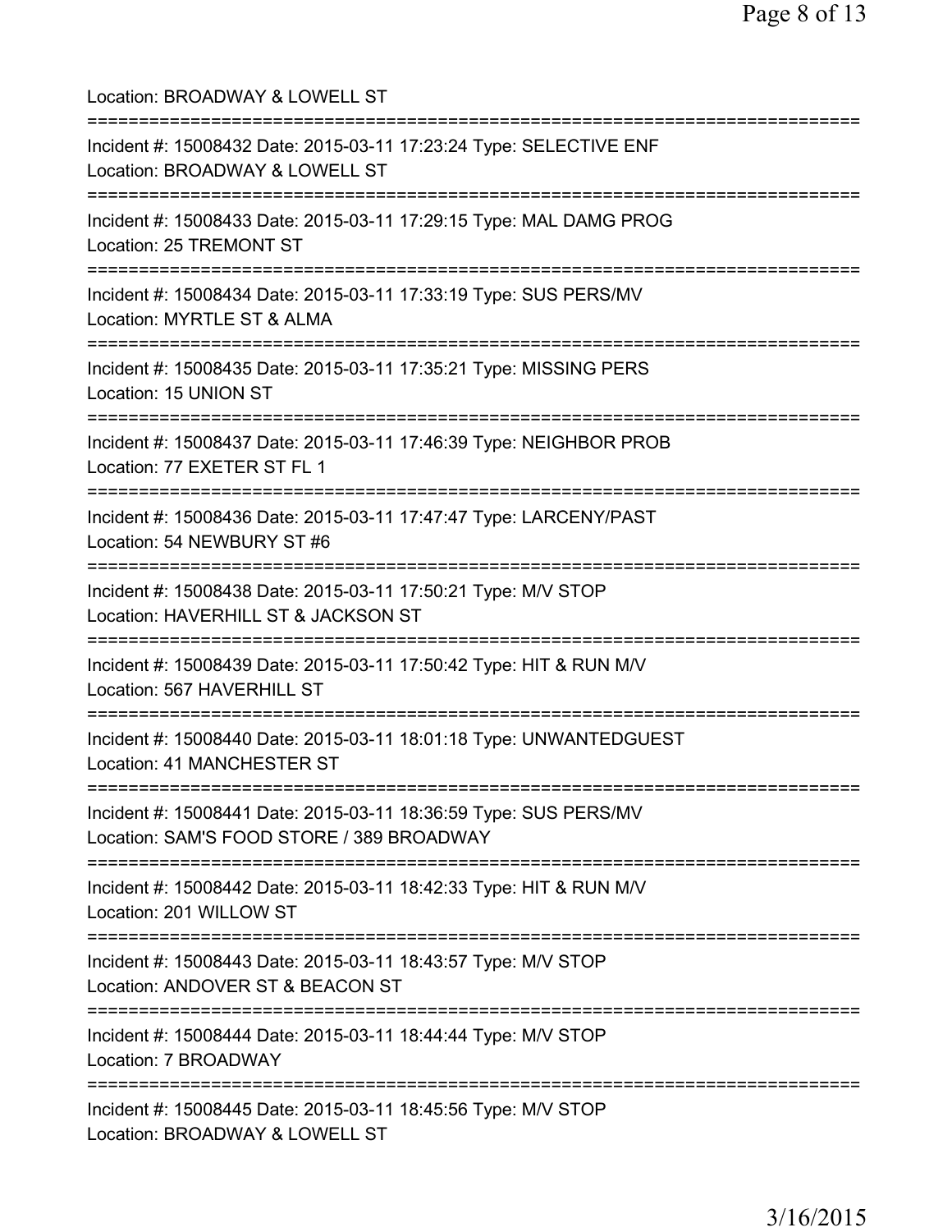Location: BROADWAY & LOWELL ST

===========================================================================

Incident #: 15008432 Date: 2015-03-11 17:23:24 Type: SELECTIVE ENF
Location: BROADWAY & LOWELL ST

===========================================================================

Incident #: 15008433 Date: 2015-03-11 17:29:15 Type: MAL DAMG PROG
Location: 25 TREMONT ST

===========================================================================

Incident #: 15008434 Date: 2015-03-11 17:33:19 Type: SUS PERS/MV
Location: MYRTLE ST & ALMA

===========================================================================

Incident #: 15008435 Date: 2015-03-11 17:35:21 Type: MISSING PERS
Location: 15 UNION ST

===========================================================================

Incident #: 15008437 Date: 2015-03-11 17:46:39 Type: NEIGHBOR PROB
Location: 77 EXETER ST FL 1

===========================================================================

Incident #: 15008436 Date: 2015-03-11 17:47:47 Type: LARCENY/PAST
Location: 54 NEWBURY ST #6

===========================================================================

Incident #: 15008438 Date: 2015-03-11 17:50:21 Type: M/V STOP
Location: HAVERHILL ST & JACKSON ST

===========================================================================

Incident #: 15008439 Date: 2015-03-11 17:50:42 Type: HIT & RUN M/V
Location: 567 HAVERHILL ST

===========================================================================

Incident #: 15008440 Date: 2015-03-11 18:01:18 Type: UNWANTEDGUEST
Location: 41 MANCHESTER ST

===========================================================================

Incident #: 15008441 Date: 2015-03-11 18:36:59 Type: SUS PERS/MV
Location: SAM'S FOOD STORE / 389 BROADWAY

===========================================================================

Incident #: 15008442 Date: 2015-03-11 18:42:33 Type: HIT & RUN M/V
Location: 201 WILLOW ST

===========================================================================

Incident #: 15008443 Date: 2015-03-11 18:43:57 Type: M/V STOP
Location: ANDOVER ST & BEACON ST

===========================================================================

Incident #: 15008444 Date: 2015-03-11 18:44:44 Type: M/V STOP
Location: 7 BROADWAY

===========================================================================

Incident #: 15008445 Date: 2015-03-11 18:45:56 Type: M/V STOP
Location: BROADWAY & LOWELL ST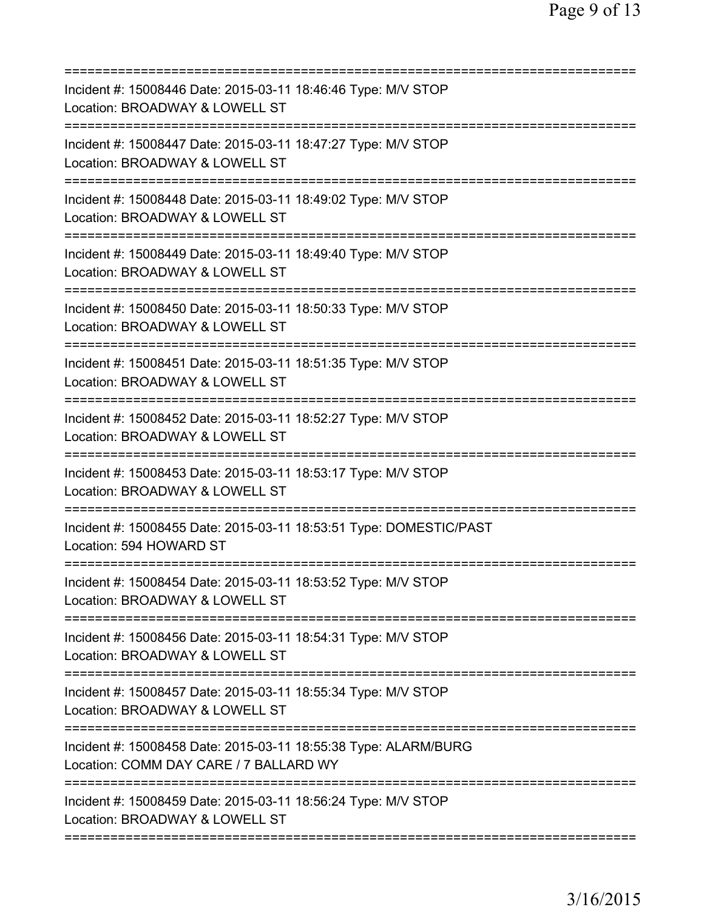===========================================================================
Incident #: 15008446 Date: 2015-03-11 18:46:46 Type: M/V STOP
Location: BROADWAY & LOWELL ST
===========================================================================
Incident #: 15008447 Date: 2015-03-11 18:47:27 Type: M/V STOP
Location: BROADWAY & LOWELL ST
===========================================================================
Incident #: 15008448 Date: 2015-03-11 18:49:02 Type: M/V STOP
Location: BROADWAY & LOWELL ST
===========================================================================
Incident #: 15008449 Date: 2015-03-11 18:49:40 Type: M/V STOP
Location: BROADWAY & LOWELL ST
===========================================================================
Incident #: 15008450 Date: 2015-03-11 18:50:33 Type: M/V STOP
Location: BROADWAY & LOWELL ST
===========================================================================
Incident #: 15008451 Date: 2015-03-11 18:51:35 Type: M/V STOP
Location: BROADWAY & LOWELL ST
===========================================================================
Incident #: 15008452 Date: 2015-03-11 18:52:27 Type: M/V STOP
Location: BROADWAY & LOWELL ST
===========================================================================
Incident #: 15008453 Date: 2015-03-11 18:53:17 Type: M/V STOP
Location: BROADWAY & LOWELL ST
===========================================================================
Incident #: 15008455 Date: 2015-03-11 18:53:51 Type: DOMESTIC/PAST
Location: 594 HOWARD ST
===========================================================================
Incident #: 15008454 Date: 2015-03-11 18:53:52 Type: M/V STOP
Location: BROADWAY & LOWELL ST
===========================================================================
Incident #: 15008456 Date: 2015-03-11 18:54:31 Type: M/V STOP
Location: BROADWAY & LOWELL ST
===========================================================================
Incident #: 15008457 Date: 2015-03-11 18:55:34 Type: M/V STOP
Location: BROADWAY & LOWELL ST
===========================================================================
Incident #: 15008458 Date: 2015-03-11 18:55:38 Type: ALARM/BURG
Location: COMM DAY CARE / 7 BALLARD WY
===========================================================================
Incident #: 15008459 Date: 2015-03-11 18:56:24 Type: M/V STOP
Location: BROADWAY & LOWELL ST
===========================================================================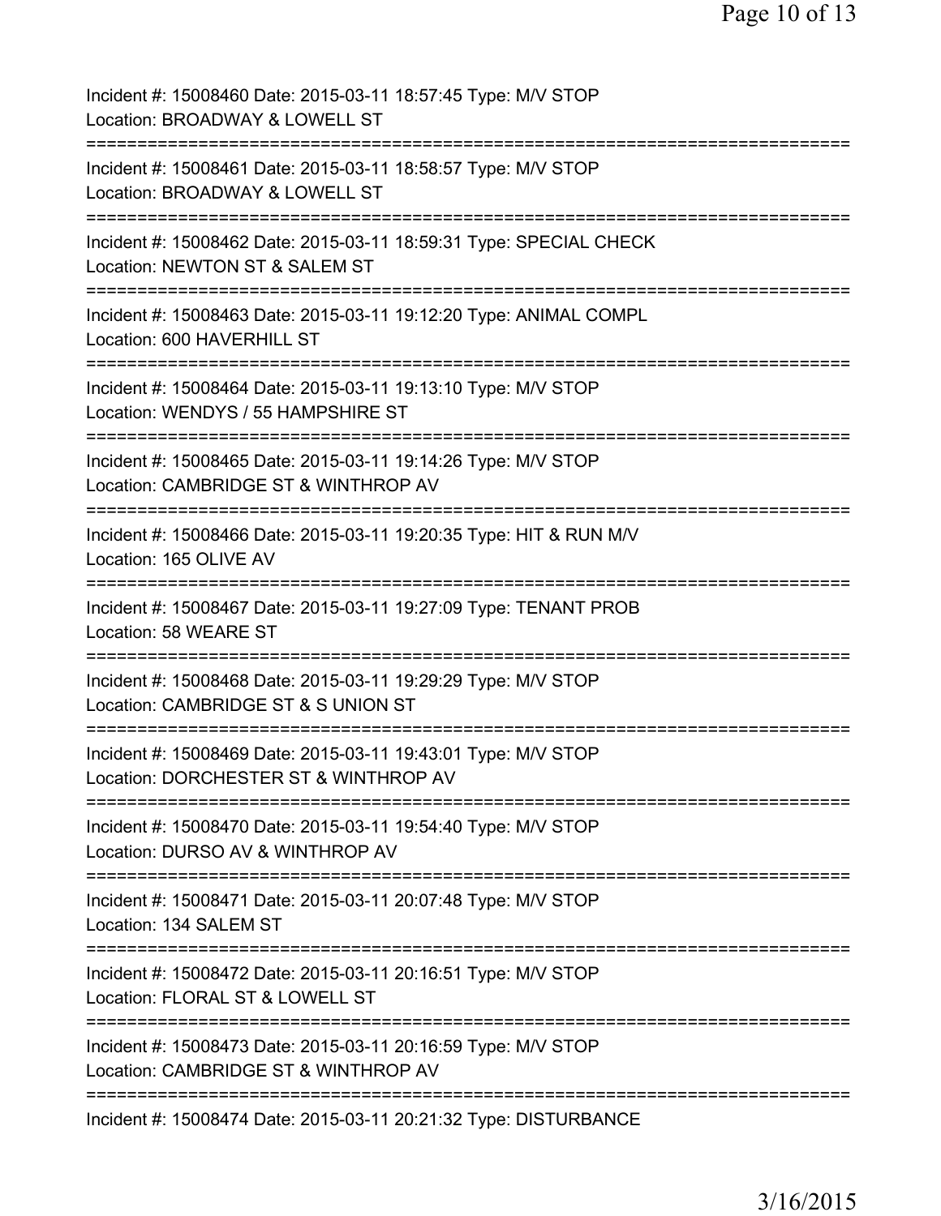Incident #: 15008460 Date: 2015-03-11 18:57:45 Type: M/V STOP
Location: BROADWAY & LOWELL ST
===========================================================================
Incident #: 15008461 Date: 2015-03-11 18:58:57 Type: M/V STOP
Location: BROADWAY & LOWELL ST
===========================================================================
Incident #: 15008462 Date: 2015-03-11 18:59:31 Type: SPECIAL CHECK
Location: NEWTON ST & SALEM ST
===========================================================================
Incident #: 15008463 Date: 2015-03-11 19:12:20 Type: ANIMAL COMPL
Location: 600 HAVERHILL ST
===========================================================================
Incident #: 15008464 Date: 2015-03-11 19:13:10 Type: M/V STOP
Location: WENDYS / 55 HAMPSHIRE ST
===========================================================================
Incident #: 15008465 Date: 2015-03-11 19:14:26 Type: M/V STOP
Location: CAMBRIDGE ST & WINTHROP AV
===========================================================================
Incident #: 15008466 Date: 2015-03-11 19:20:35 Type: HIT & RUN M/V
Location: 165 OLIVE AV
===========================================================================
Incident #: 15008467 Date: 2015-03-11 19:27:09 Type: TENANT PROB
Location: 58 WEARE ST
===========================================================================
Incident #: 15008468 Date: 2015-03-11 19:29:29 Type: M/V STOP
Location: CAMBRIDGE ST & S UNION ST
===========================================================================
Incident #: 15008469 Date: 2015-03-11 19:43:01 Type: M/V STOP
Location: DORCHESTER ST & WINTHROP AV
===========================================================================
Incident #: 15008470 Date: 2015-03-11 19:54:40 Type: M/V STOP
Location: DURSO AV & WINTHROP AV
===========================================================================
Incident #: 15008471 Date: 2015-03-11 20:07:48 Type: M/V STOP
Location: 134 SALEM ST
===========================================================================
Incident #: 15008472 Date: 2015-03-11 20:16:51 Type: M/V STOP
Location: FLORAL ST & LOWELL ST
===========================================================================
Incident #: 15008473 Date: 2015-03-11 20:16:59 Type: M/V STOP
Location: CAMBRIDGE ST & WINTHROP AV
===========================================================================
Incident #: 15008474 Date: 2015-03-11 20:21:32 Type: DISTURBANCE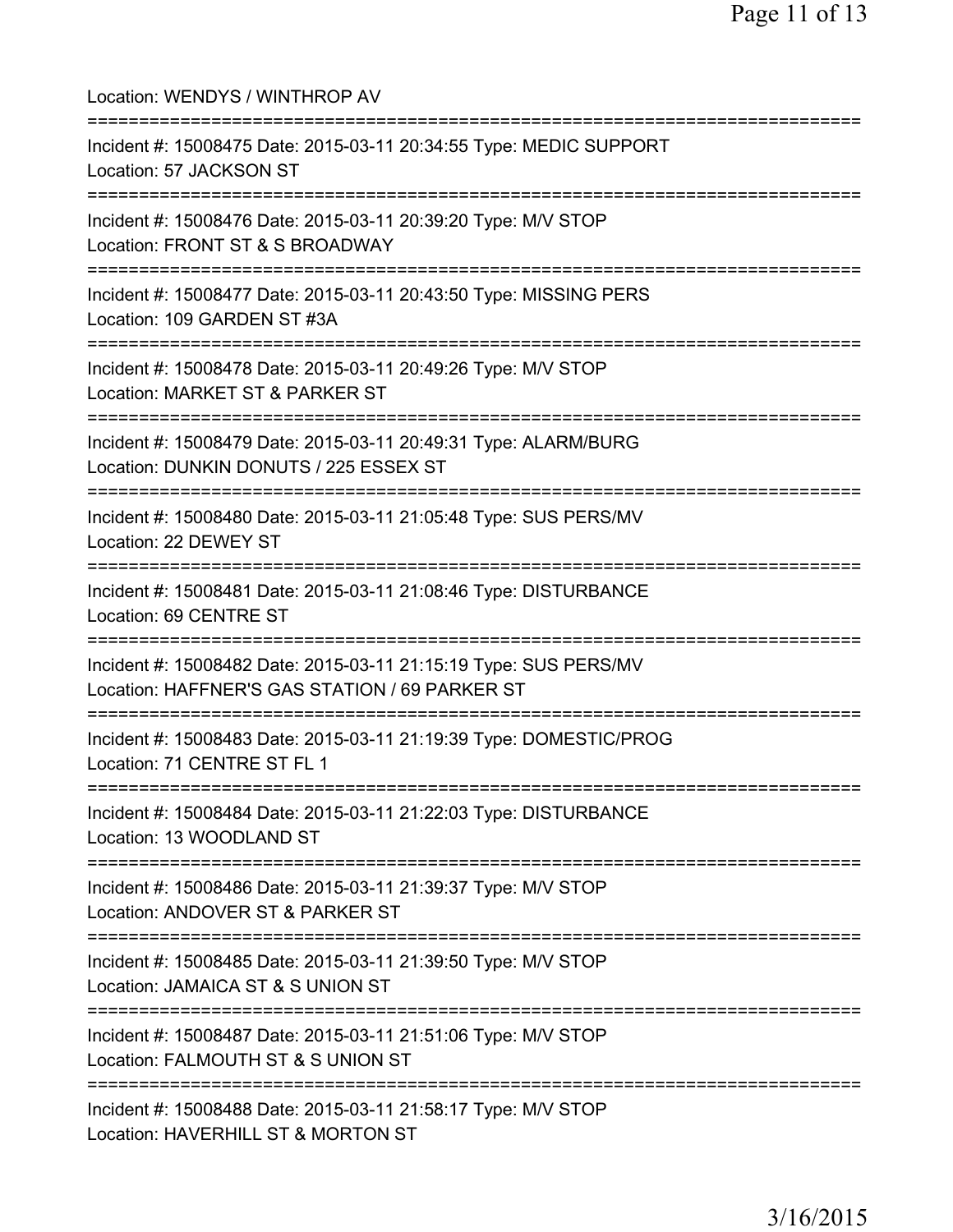Location: WENDYS / WINTHROP AV

===========================================================================

Incident #: 15008475 Date: 2015-03-11 20:34:55 Type: MEDIC SUPPORT
Location: 57 JACKSON ST

===========================================================================

Incident #: 15008476 Date: 2015-03-11 20:39:20 Type: M/V STOP
Location: FRONT ST & S BROADWAY

===========================================================================

Incident #: 15008477 Date: 2015-03-11 20:43:50 Type: MISSING PERS
Location: 109 GARDEN ST #3A

===========================================================================

Incident #: 15008478 Date: 2015-03-11 20:49:26 Type: M/V STOP
Location: MARKET ST & PARKER ST

===========================================================================

Incident #: 15008479 Date: 2015-03-11 20:49:31 Type: ALARM/BURG
Location: DUNKIN DONUTS / 225 ESSEX ST

===========================================================================

Incident #: 15008480 Date: 2015-03-11 21:05:48 Type: SUS PERS/MV
Location: 22 DEWEY ST

===========================================================================

Incident #: 15008481 Date: 2015-03-11 21:08:46 Type: DISTURBANCE
Location: 69 CENTRE ST

===========================================================================

Incident #: 15008482 Date: 2015-03-11 21:15:19 Type: SUS PERS/MV
Location: HAFFNER'S GAS STATION / 69 PARKER ST

===========================================================================

Incident #: 15008483 Date: 2015-03-11 21:19:39 Type: DOMESTIC/PROG
Location: 71 CENTRE ST FL 1

===========================================================================

Incident #: 15008484 Date: 2015-03-11 21:22:03 Type: DISTURBANCE
Location: 13 WOODLAND ST

===========================================================================

Incident #: 15008486 Date: 2015-03-11 21:39:37 Type: M/V STOP
Location: ANDOVER ST & PARKER ST

===========================================================================

Incident #: 15008485 Date: 2015-03-11 21:39:50 Type: M/V STOP
Location: JAMAICA ST & S UNION ST

===========================================================================

Incident #: 15008487 Date: 2015-03-11 21:51:06 Type: M/V STOP
Location: FALMOUTH ST & S UNION ST

===========================================================================

Incident #: 15008488 Date: 2015-03-11 21:58:17 Type: M/V STOP
Location: HAVERHILL ST & MORTON ST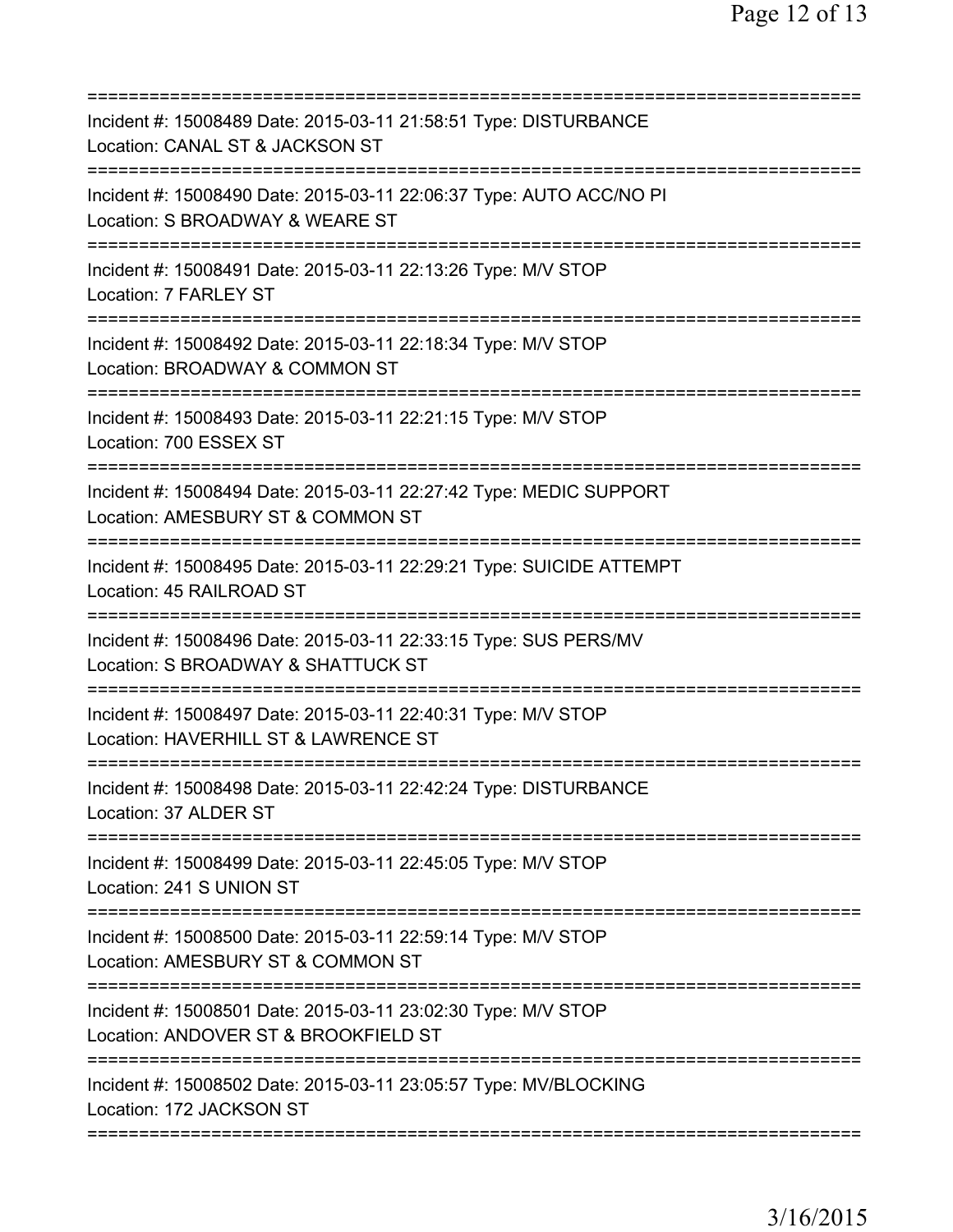===========================================================================
Incident #: 15008489 Date: 2015-03-11 21:58:51 Type: DISTURBANCE
Location: CANAL ST & JACKSON ST
===========================================================================
Incident #: 15008490 Date: 2015-03-11 22:06:37 Type: AUTO ACC/NO PI
Location: S BROADWAY & WEARE ST
===========================================================================
Incident #: 15008491 Date: 2015-03-11 22:13:26 Type: M/V STOP
Location: 7 FARLEY ST
===========================================================================
Incident #: 15008492 Date: 2015-03-11 22:18:34 Type: M/V STOP
Location: BROADWAY & COMMON ST
===========================================================================
Incident #: 15008493 Date: 2015-03-11 22:21:15 Type: M/V STOP
Location: 700 ESSEX ST
===========================================================================
Incident #: 15008494 Date: 2015-03-11 22:27:42 Type: MEDIC SUPPORT
Location: AMESBURY ST & COMMON ST
===========================================================================
Incident #: 15008495 Date: 2015-03-11 22:29:21 Type: SUICIDE ATTEMPT
Location: 45 RAILROAD ST
===========================================================================
Incident #: 15008496 Date: 2015-03-11 22:33:15 Type: SUS PERS/MV
Location: S BROADWAY & SHATTUCK ST
===========================================================================
Incident #: 15008497 Date: 2015-03-11 22:40:31 Type: M/V STOP
Location: HAVERHILL ST & LAWRENCE ST
===========================================================================
Incident #: 15008498 Date: 2015-03-11 22:42:24 Type: DISTURBANCE
Location: 37 ALDER ST
===========================================================================
Incident #: 15008499 Date: 2015-03-11 22:45:05 Type: M/V STOP
Location: 241 S UNION ST
===========================================================================
Incident #: 15008500 Date: 2015-03-11 22:59:14 Type: M/V STOP
Location: AMESBURY ST & COMMON ST
===========================================================================
Incident #: 15008501 Date: 2015-03-11 23:02:30 Type: M/V STOP
Location: ANDOVER ST & BROOKFIELD ST
===========================================================================
Incident #: 15008502 Date: 2015-03-11 23:05:57 Type: MV/BLOCKING
Location: 172 JACKSON ST
===========================================================================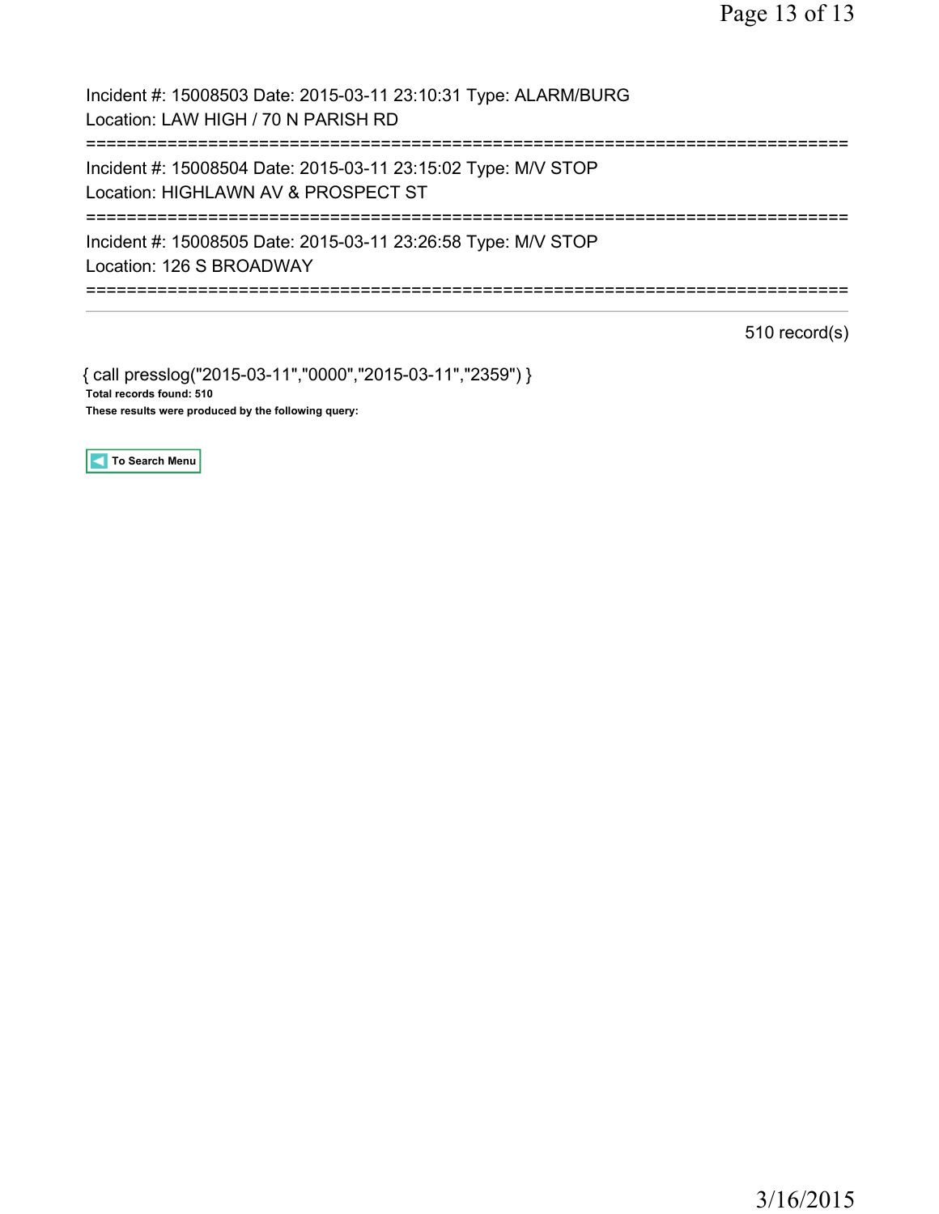Incident #: 15008503 Date: 2015-03-11 23:10:31 Type: ALARM/BURG
Location: LAW HIGH / 70 N PARISH RD

===========================================================================

Incident #: 15008504 Date: 2015-03-11 23:15:02 Type: M/V STOP
Location: HIGHLAWN AV & PROSPECT ST

===========================================================================

Incident #: 15008505 Date: 2015-03-11 23:26:58 Type: M/V STOP
Location: 126 S BROADWAY

===========================================================================

510 record(s)

{ call presslog("2015-03-11","0000","2015-03-11","2359") }

**Total records found: 510**

**These results were produced by the following query:**

**To Search Menu**